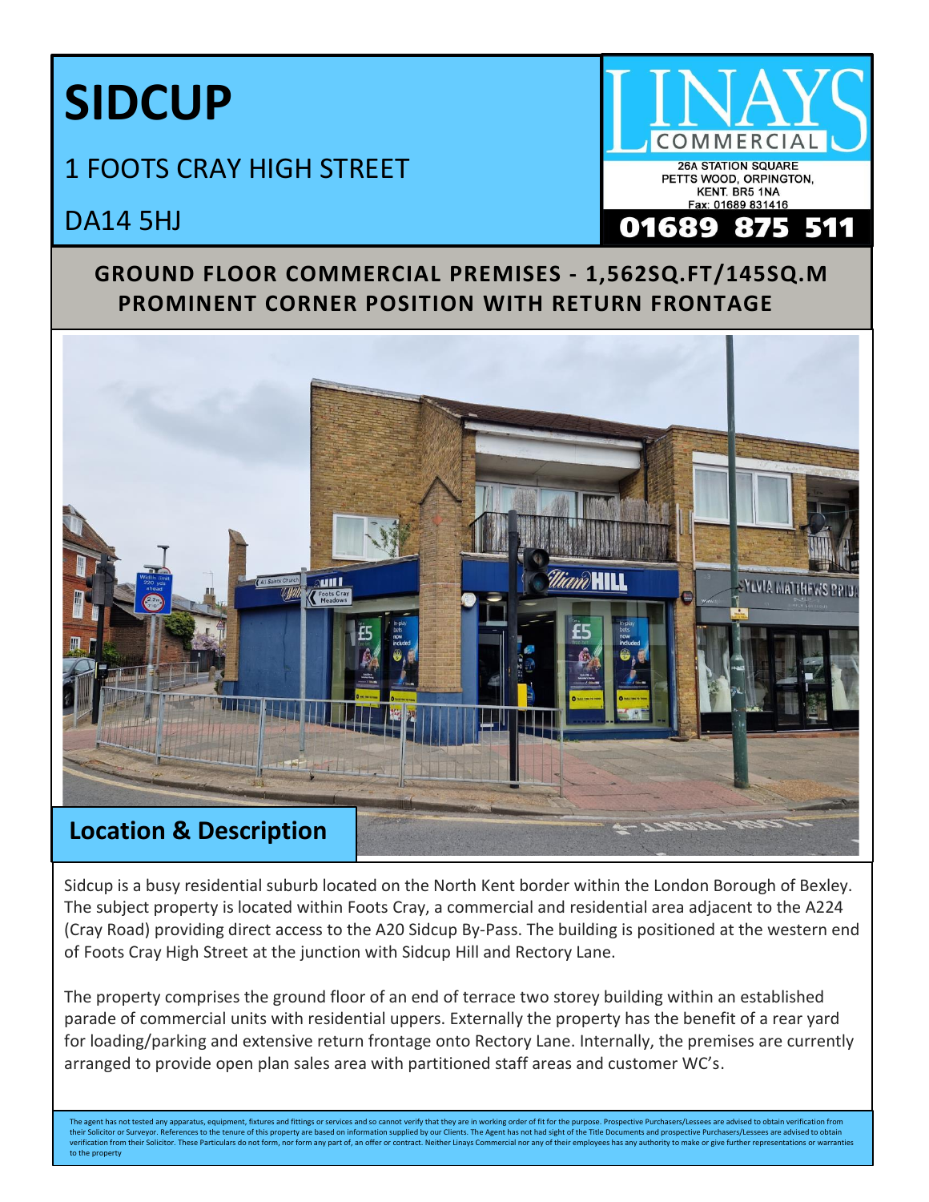# SIDCUP

## 1 FOOTS CRAY HIGH STREET

## DA14 5HJ

LINAYS COMMERCIAL

26A STATION SQUARE
PETTS WOOD, ORPINGTON,
KENT. BR5 1NA
Fax: 01689 831416

**01689 875 511**

**GROUND FLOOR COMMERCIAL PREMISES - 1,562SQ.FT/145SQ.M**
**PROMINENT CORNER POSITION WITH RETURN FRONTAGE**

## Location & Description

Sidcup is a busy residential suburb located on the North Kent border within the London Borough of Bexley. The subject property is located within Foots Cray, a commercial and residential area adjacent to the A224 (Cray Road) providing direct access to the A20 Sidcup By-Pass. The building is positioned at the western end of Foots Cray High Street at the junction with Sidcup Hill and Rectory Lane.

The property comprises the ground floor of an end of terrace two storey building within an established parade of commercial units with residential uppers. Externally the property has the benefit of a rear yard for loading/parking and extensive return frontage onto Rectory Lane. Internally, the premises are currently arranged to provide open plan sales area with partitioned staff areas and customer WC's.

The agent has not tested any apparatus, equipment, fixtures and fittings or services and so cannot verify that they are in working order of fit for the purpose. Prospective Purchasers/Lessees are advised to obtain verification from their Solicitor or Surveyor. References to the tenure of this property are based on information supplied by our Clients. The Agent has not had sight of the Title Documents and prospective Purchasers/Lessees are advised to obtain verification from their Solicitor. These Particulars do not form, nor form any part of, an offer or contract. Neither Linays Commercial nor any of their employees has any authority to make or give further representations or warranties to the property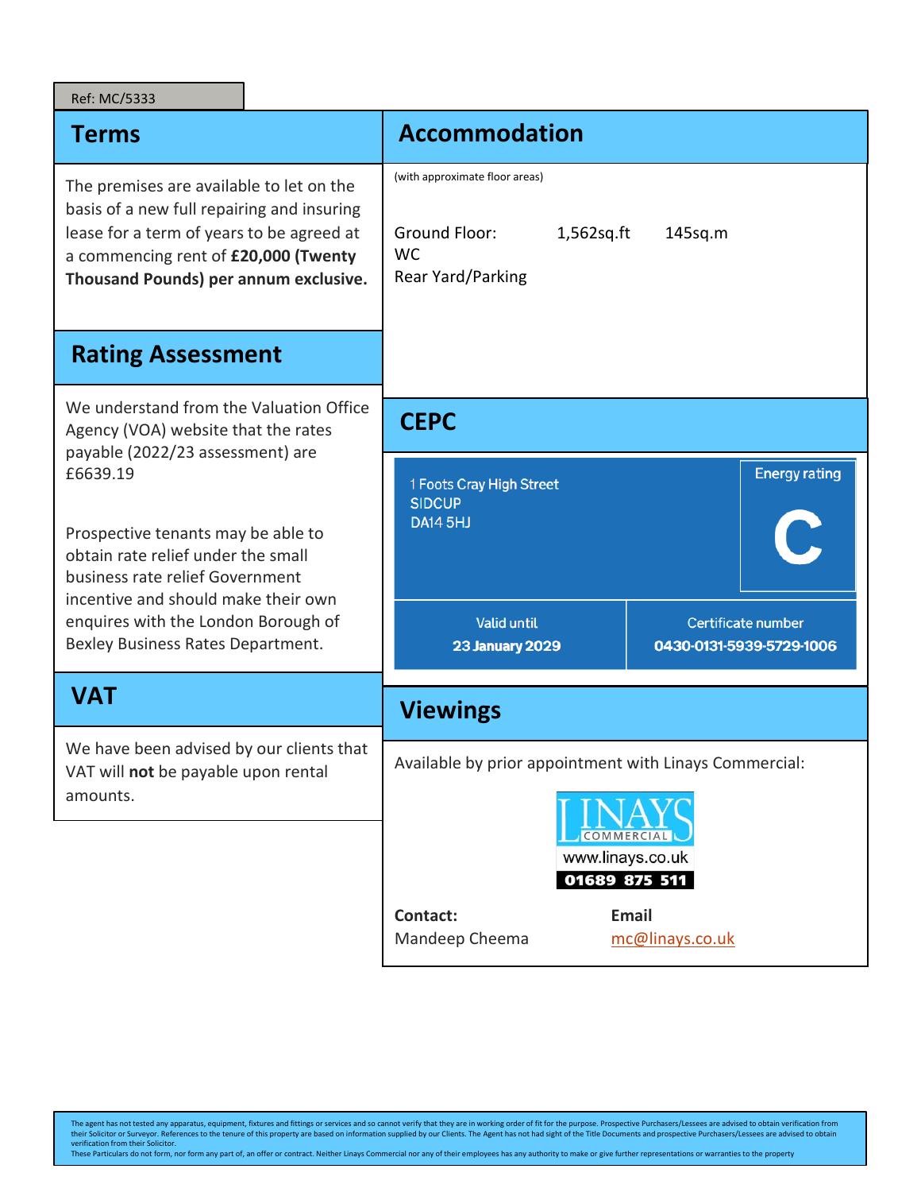Ref: MC/5333

## Terms

The premises are available to let on the basis of a new full repairing and insuring lease for a term of years to be agreed at a commencing rent of **£20,000 (Twenty Thousand Pounds) per annum exclusive.**

## Rating Assessment

We understand from the Valuation Office Agency (VOA) website that the rates payable (2022/23 assessment) are £6639.19

Prospective tenants may be able to obtain rate relief under the small business rate relief Government incentive and should make their own enquires with the London Borough of Bexley Business Rates Department.

## VAT

We have been advised by our clients that VAT will **not** be payable upon rental amounts.

## Accommodation

(with approximate floor areas)

| | | |
|---|---|---|
| Ground Floor: | 1,562sq.ft | 145sq.m |
| WC | | |
| Rear Yard/Parking | | |

## CEPC

1 Foots Cray High Street
SIDCUP
DA14 5HJ

Energy rating
C

Valid until
**23 January 2029**

Certificate number
**0430-0131-5939-5729-1006**

## Viewings

Available by prior appointment with Linays Commercial:

LINAYS COMMERCIAL
www.linays.co.uk
01689 875 511

| **Contact:** | **Email** |
|---|---|
| Mandeep Cheema | mc@linays.co.uk |

The agent has not tested any apparatus, equipment, fixtures and fittings or services and so cannot verify that they are in working order of fit for the purpose. Prospective Purchasers/Lessees are advised to obtain verification from their Solicitor or Surveyor. References to the tenure of this property are based on information supplied by our Clients. The Agent has not had sight of the Title Documents and prospective Purchasers/Lessees are advised to obtain verification from their Solicitor.
These Particulars do not form, nor form any part of, an offer or contract. Neither Linays Commercial nor any of their employees has any authority to make or give further representations or warranties to the property